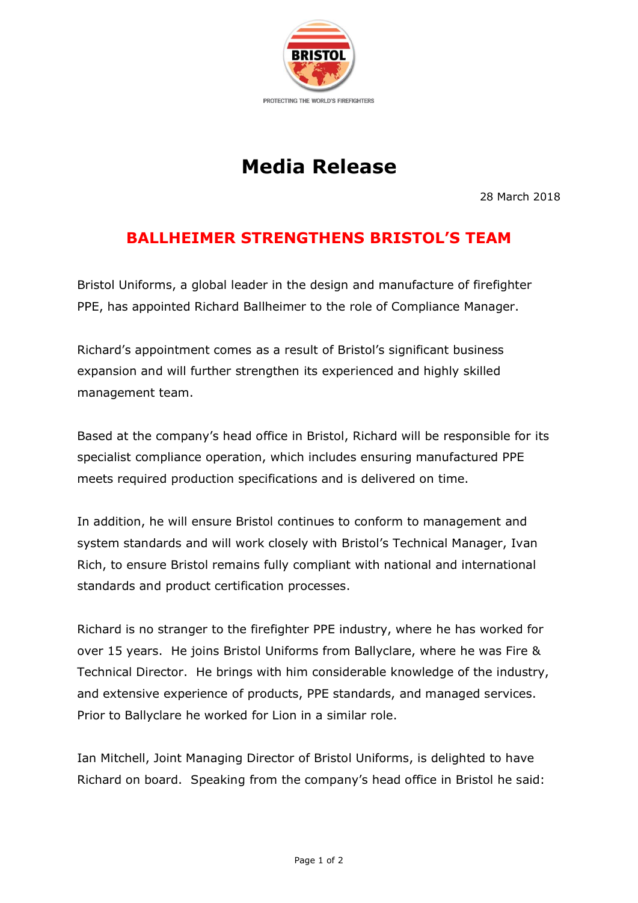PROTECTING THE WORLD'S FIREFIGHTERS

# Media Release

28 March 2018

## BALLHEIMER STRENGTHENS BRISTOL'S TEAM

Bristol Uniforms, a global leader in the design and manufacture of firefighter PPE, has appointed Richard Ballheimer to the role of Compliance Manager.

Richard's appointment comes as a result of Bristol's significant business expansion and will further strengthen its experienced and highly skilled management team.

Based at the company's head office in Bristol, Richard will be responsible for its specialist compliance operation, which includes ensuring manufactured PPE meets required production specifications and is delivered on time.

In addition, he will ensure Bristol continues to conform to management and system standards and will work closely with Bristol's Technical Manager, Ivan Rich, to ensure Bristol remains fully compliant with national and international standards and product certification processes.

Richard is no stranger to the firefighter PPE industry, where he has worked for over 15 years. He joins Bristol Uniforms from Ballyclare, where he was Fire & Technical Director. He brings with him considerable knowledge of the industry, and extensive experience of products, PPE standards, and managed services. Prior to Ballyclare he worked for Lion in a similar role.

Ian Mitchell, Joint Managing Director of Bristol Uniforms, is delighted to have Richard on board. Speaking from the company's head office in Bristol he said: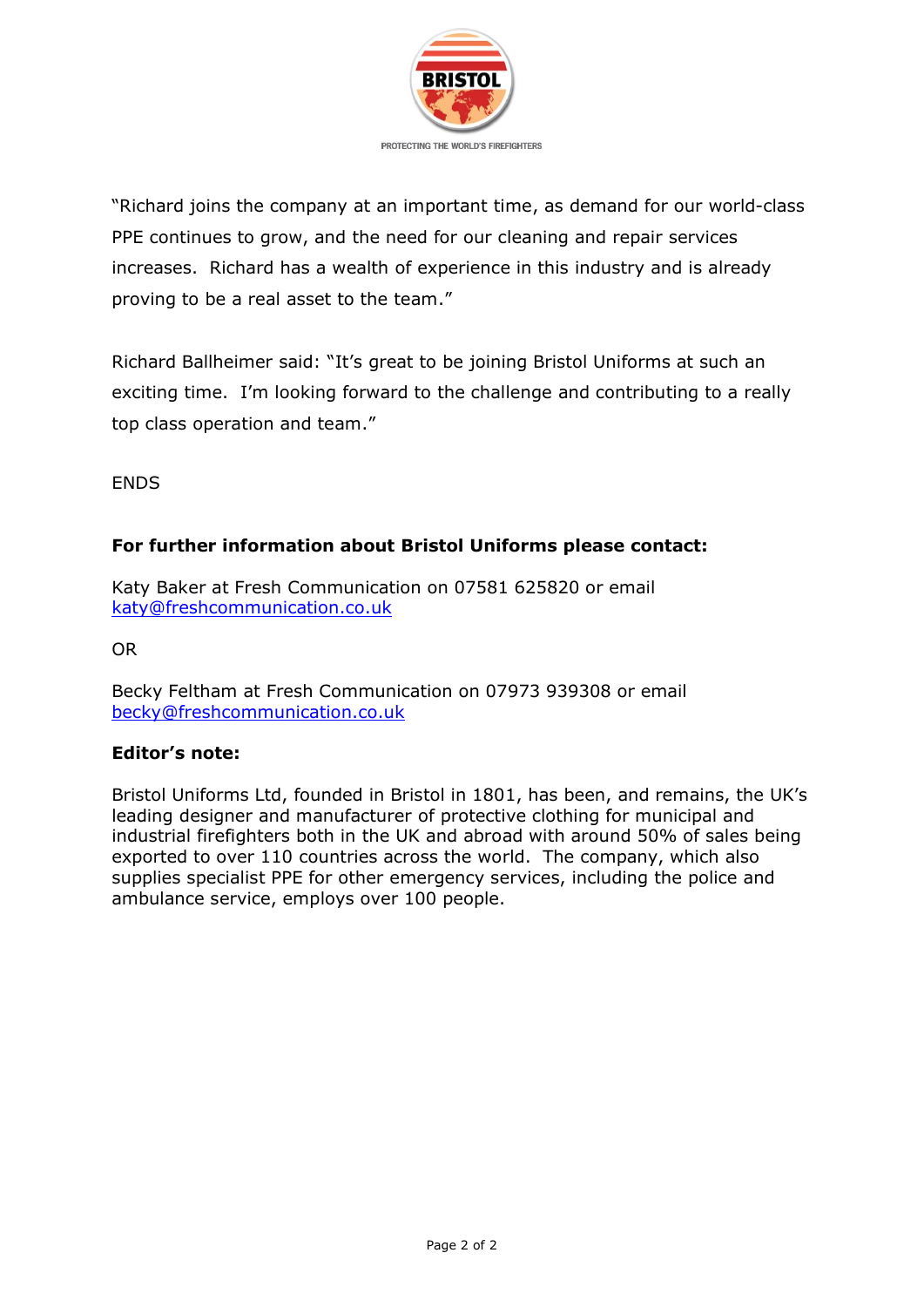"Richard joins the company at an important time, as demand for our world-class PPE continues to grow, and the need for our cleaning and repair services increases. Richard has a wealth of experience in this industry and is already proving to be a real asset to the team."

Richard Ballheimer said: "It's great to be joining Bristol Uniforms at such an exciting time. I'm looking forward to the challenge and contributing to a really top class operation and team."

ENDS

**For further information about Bristol Uniforms please contact:**

Katy Baker at Fresh Communication on 07581 625820 or email katy@freshcommunication.co.uk

OR

Becky Feltham at Fresh Communication on 07973 939308 or email becky@freshcommunication.co.uk

**Editor's note:**

Bristol Uniforms Ltd, founded in Bristol in 1801, has been, and remains, the UK's leading designer and manufacturer of protective clothing for municipal and industrial firefighters both in the UK and abroad with around 50% of sales being exported to over 110 countries across the world. The company, which also supplies specialist PPE for other emergency services, including the police and ambulance service, employs over 100 people.